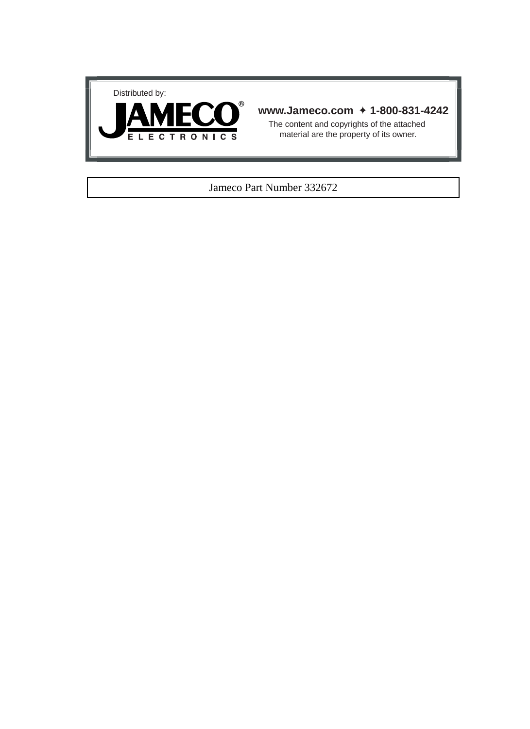Distributed by:

**JAMECO**®
**ELECTRONICS**

**www.Jameco.com ✦ 1-800-831-4242**

The content and copyrights of the attached material are the property of its owner.

Jameco Part Number 332672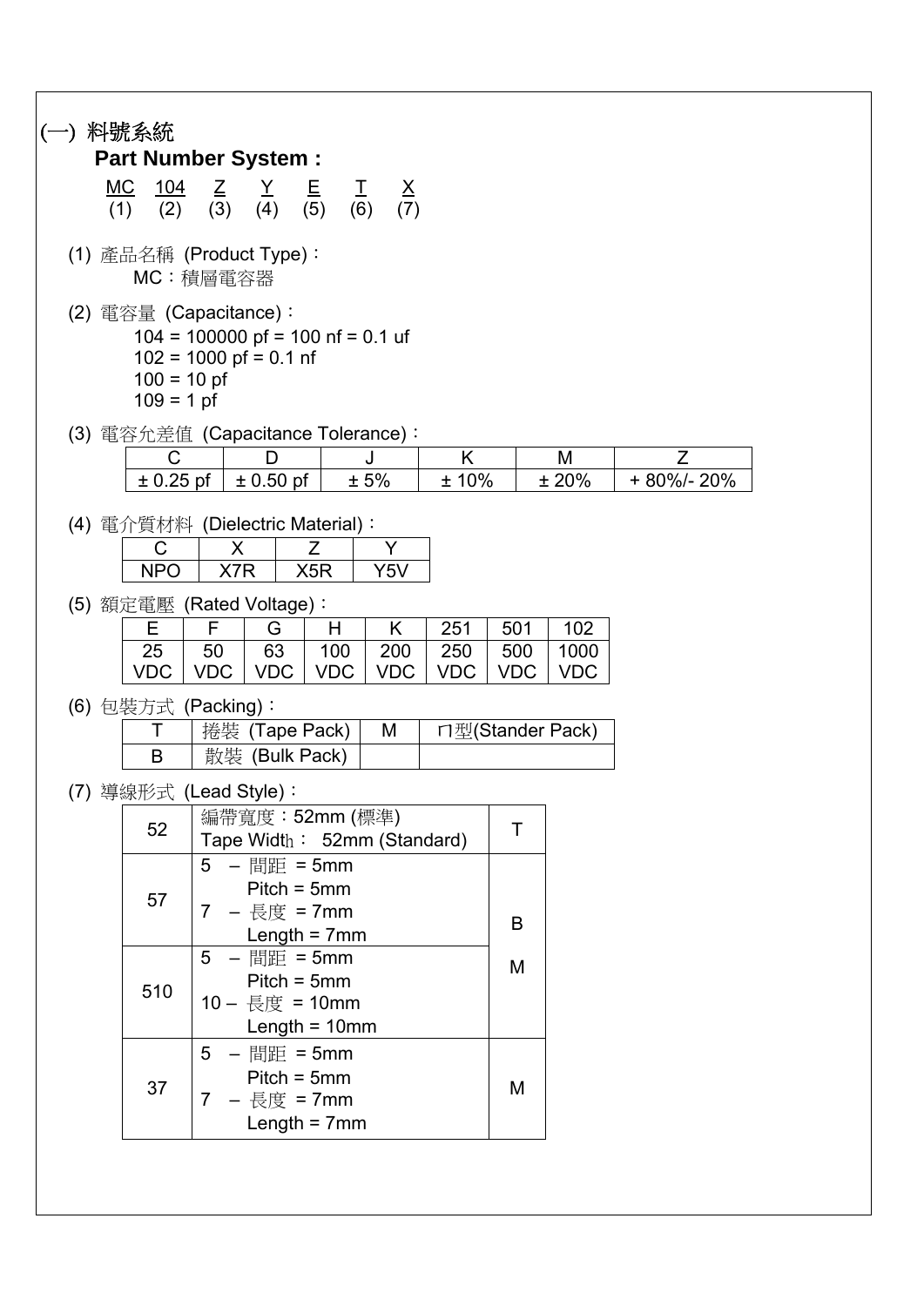## (一) 料號系統

**Part Number System :**

| MC | 104 | Z | Y | E | T | X |
|---|---|---|---|---|---|---|
| (1) | (2) | (3) | (4) | (5) | (6) | (7) |

(1) 產品名稱 (Product Type)：

MC：積層電容器

(2) 電容量 (Capacitance)：

104 = 100000 pf = 100 nf = 0.1 uf
102 = 1000 pf = 0.1 nf
100 = 10 pf
109 = 1 pf

(3) 電容允差值 (Capacitance Tolerance)：

| C | D | J | K | M | Z |
|---|---|---|---|---|---|
| ± 0.25 pf | ± 0.50 pf | ± 5% | ± 10% | ± 20% | + 80%/- 20% |

(4) 電介質材料 (Dielectric Material)：

| C | X | Z | Y |
|---|---|---|---|
| NPO | X7R | X5R | Y5V |

(5) 額定電壓 (Rated Voltage)：

| E | F | G | H | K | 251 | 501 | 102 |
|---|---|---|---|---|---|---|---|
| 25 VDC | 50 VDC | 63 VDC | 100 VDC | 200 VDC | 250 VDC | 500 VDC | 1000 VDC |

(6) 包裝方式 (Packing)：

| | | | |
|---|---|---|---|
| T | 捲裝 (Tape Pack) | M | ㄇ型(Stander Pack) |
| B | 散裝 (Bulk Pack) | | |

(7) 導線形式 (Lead Style)：

| | | |
|---|---|---|
| 52 | 編帶寬度：52mm (標準)<br>Tape Width： 52mm (Standard) | T |
| 57 | 5 – 間距 = 5mm<br>Pitch = 5mm<br>7 – 長度 = 7mm<br>Length = 7mm | B<br>M |
| 510 | 5 – 間距 = 5mm<br>Pitch = 5mm<br>10 – 長度 = 10mm<br>Length = 10mm | |
| 37 | 5 – 間距 = 5mm<br>Pitch = 5mm<br>7 – 長度 = 7mm<br>Length = 7mm | M |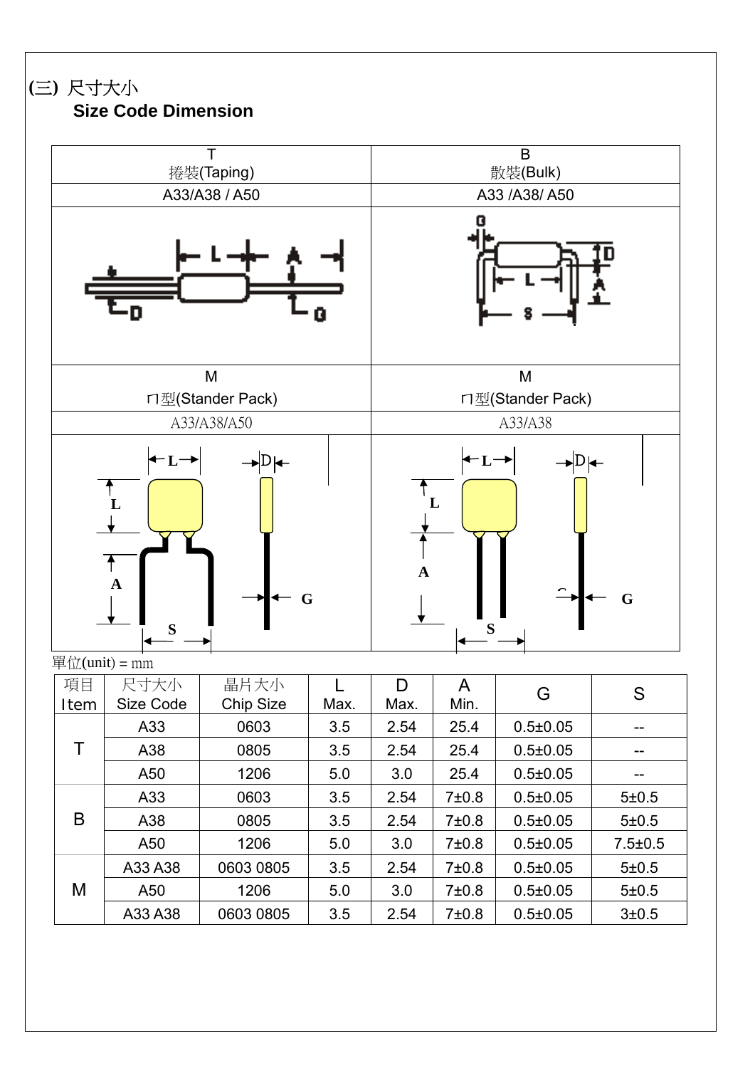## (三) 尺寸大小

### Size Code Dimension

| T<br>捲裝(Taping) | B<br>散裝(Bulk) |
|---|---|
| A33/A38 / A50 | A33 /A38/ A50 |
| M<br>ㄇ型(Stander Pack) | M<br>ㄇ型(Stander Pack) |
| A33/A38/A50 | A33/A38 |

L A D G L S D A G L D L A S G L D L A S G

單位(unit) = mm

| 項目<br>Item | 尺寸大小<br>Size Code | 晶片大小<br>Chip Size | L<br>Max. | D<br>Max. | A<br>Min. | G | S |
|---|---|---|---|---|---|---|---|
| T | A33 | 0603 | 3.5 | 2.54 | 25.4 | 0.5±0.05 | -- |
| | A38 | 0805 | 3.5 | 2.54 | 25.4 | 0.5±0.05 | -- |
| | A50 | 1206 | 5.0 | 3.0 | 25.4 | 0.5±0.05 | -- |
| B | A33 | 0603 | 3.5 | 2.54 | 7±0.8 | 0.5±0.05 | 5±0.5 |
| | A38 | 0805 | 3.5 | 2.54 | 7±0.8 | 0.5±0.05 | 5±0.5 |
| | A50 | 1206 | 5.0 | 3.0 | 7±0.8 | 0.5±0.05 | 7.5±0.5 |
| M | A33 A38 | 0603 0805 | 3.5 | 2.54 | 7±0.8 | 0.5±0.05 | 5±0.5 |
| | A50 | 1206 | 5.0 | 3.0 | 7±0.8 | 0.5±0.05 | 5±0.5 |
| | A33 A38 | 0603 0805 | 3.5 | 2.54 | 7±0.8 | 0.5±0.05 | 3±0.5 |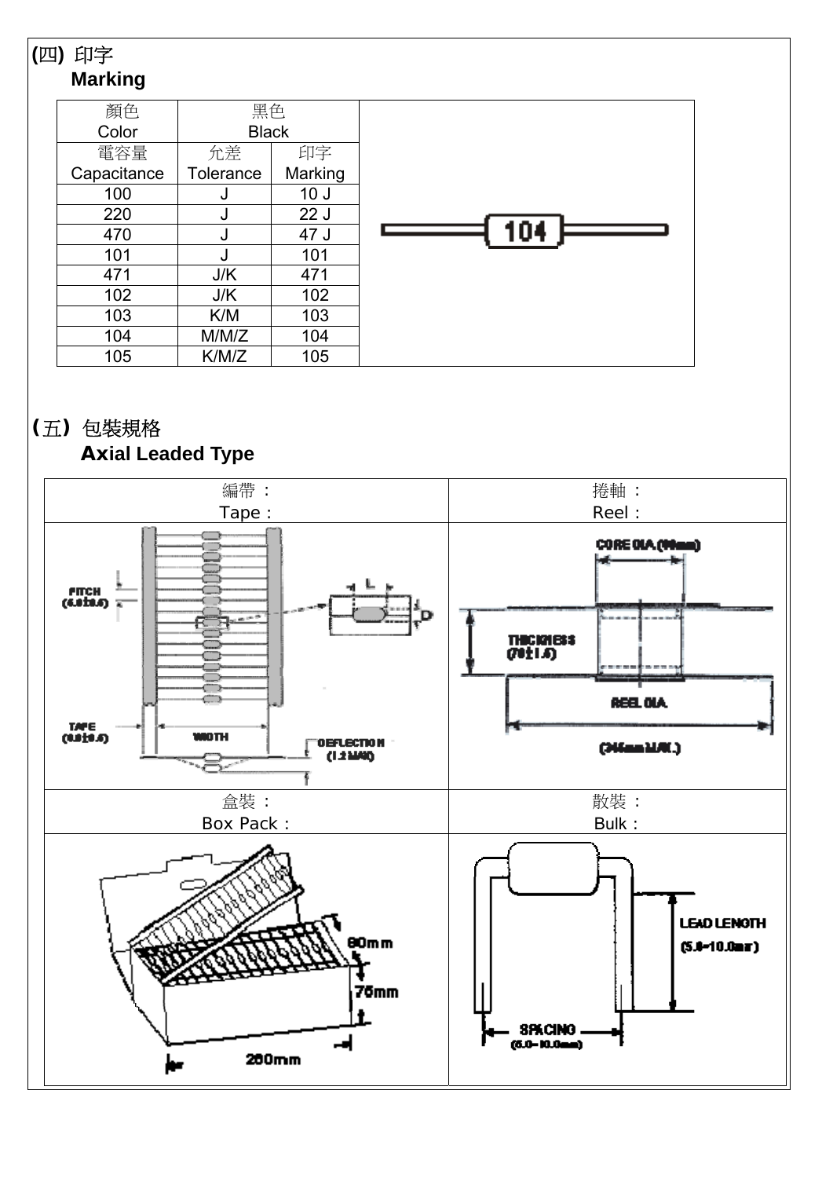## (四) 印字
### Marking

| 顏色<br>Color | 黑色<br>Black | |
|---|---|---|
| 電容量<br>Capacitance | 允差<br>Tolerance | 印字<br>Marking |
| 100 | J | 10 J |
| 220 | J | 22 J |
| 470 | J | 47 J |
| 101 | J | 101 |
| 471 | J/K | 471 |
| 102 | J/K | 102 |
| 103 | K/M | 103 |
| 104 | M/M/Z | 104 |
| 105 | K/M/Z | 105 |

104

## (五) 包裝規格
### Axial Leaded Type

編帶：
Tape：

PITCH (5.0±0.5)

L

D

TAPE (6.0±0.5)

WIDTH

DEFLECTION (1.2 MAX)

捲軸：
Reel：

CORE DIA.(80mm)

THICKNESS (70±1.5)

REEL DIA.

(345mm MAX.)

盒裝：
Box Pack：

80mm

75mm

260mm

散裝：
Bulk：

LEAD LENGTH (5.0~10.0mm)

SPACING (5.0~10.0mm)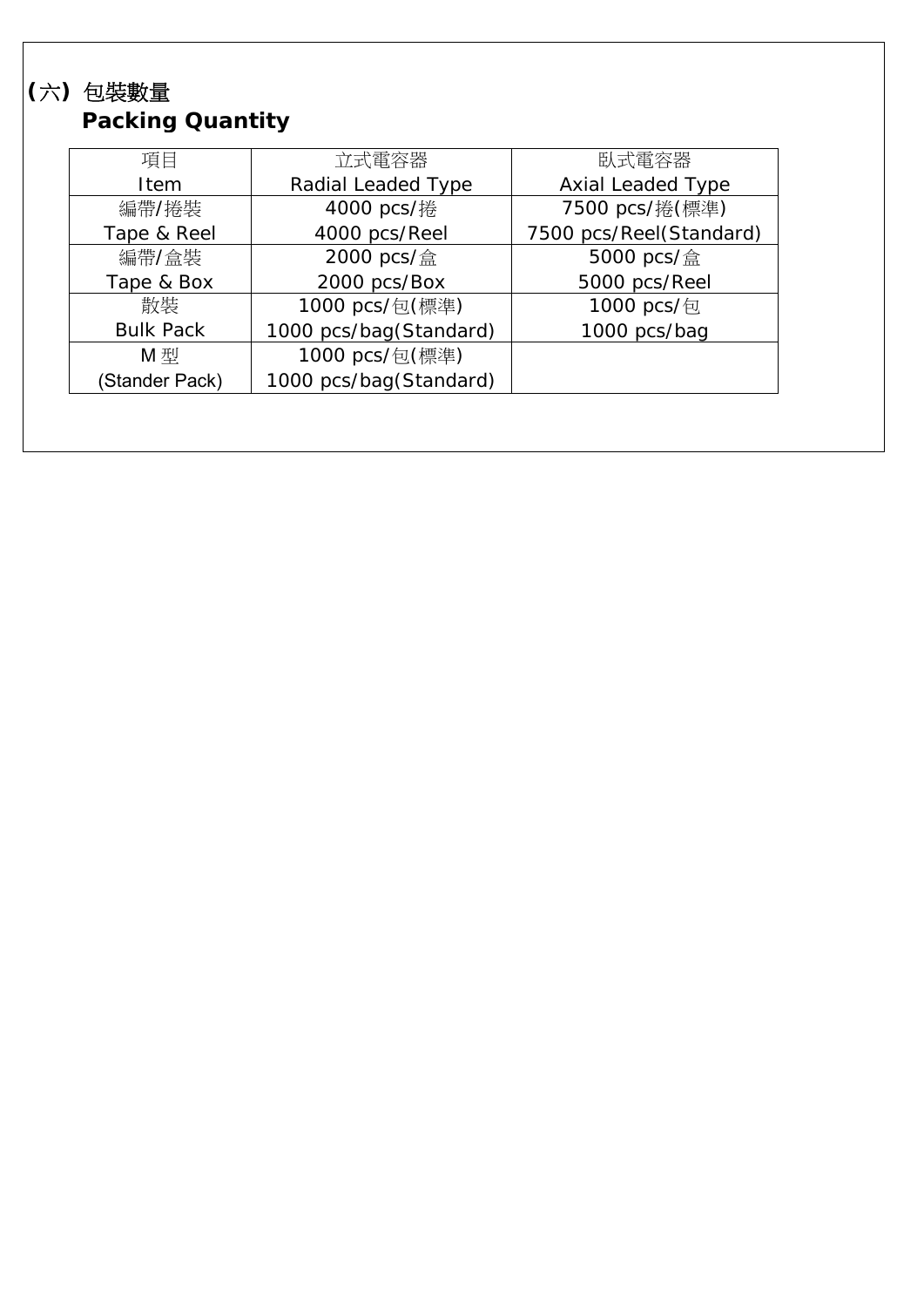## (六) 包裝數量
## Packing Quantity

| 項目<br>Item | 立式電容器<br>Radial Leaded Type | 臥式電容器<br>Axial Leaded Type |
|---|---|---|
| 編帶/捲裝<br>Tape & Reel | 4000 pcs/捲<br>4000 pcs/Reel | 7500 pcs/捲(標準)<br>7500 pcs/Reel(Standard) |
| 編帶/盒裝<br>Tape & Box | 2000 pcs/盒<br>2000 pcs/Box | 5000 pcs/盒<br>5000 pcs/Reel |
| 散裝<br>Bulk Pack | 1000 pcs/包(標準)<br>1000 pcs/bag(Standard) | 1000 pcs/包<br>1000 pcs/bag |
| M 型<br>(Stander Pack) | 1000 pcs/包(標準)<br>1000 pcs/bag(Standard) | |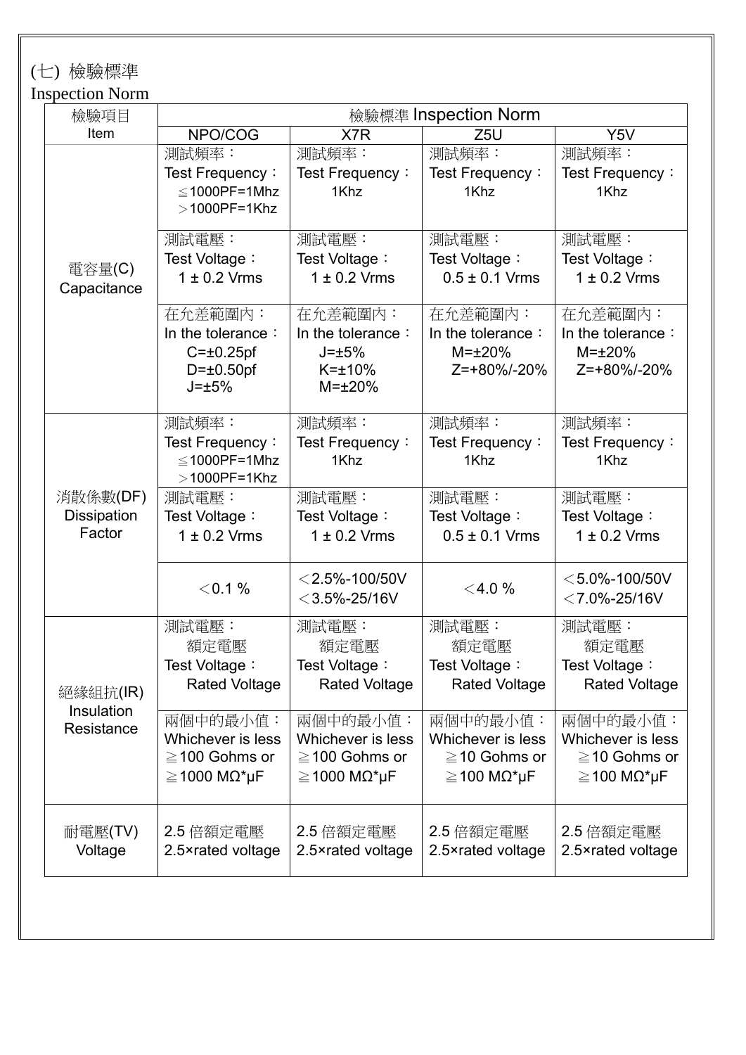## (七) 檢驗標準

## Inspection Norm

| 檢驗項目 Item | 檢驗標準 Inspection Norm | | | |
|---|---|---|---|---|
| | NPO/COG | X7R | Z5U | Y5V |
| 電容量(C) Capacitance | 測試頻率：<br>Test Frequency：<br>≦1000PF=1Mhz<br>＞1000PF=1Khz | 測試頻率：<br>Test Frequency：<br>1Khz | 測試頻率：<br>Test Frequency：<br>1Khz | 測試頻率：<br>Test Frequency：<br>1Khz |
| | 測試電壓：<br>Test Voltage：<br>1 ± 0.2 Vrms | 測試電壓：<br>Test Voltage：<br>1 ± 0.2 Vrms | 測試電壓：<br>Test Voltage：<br>0.5 ± 0.1 Vrms | 測試電壓：<br>Test Voltage：<br>1 ± 0.2 Vrms |
| | 在允差範圍內：<br>In the tolerance：<br>C=±0.25pf<br>D=±0.50pf<br>J=±5% | 在允差範圍內：<br>In the tolerance：<br>J=±5%<br>K=±10%<br>M=±20% | 在允差範圍內：<br>In the tolerance：<br>M=±20%<br>Z=+80%/-20% | 在允差範圍內：<br>In the tolerance：<br>M=±20%<br>Z=+80%/-20% |
| 消散係數(DF) Dissipation Factor | 測試頻率：<br>Test Frequency：<br>≦1000PF=1Mhz<br>＞1000PF=1Khz | 測試頻率：<br>Test Frequency：<br>1Khz | 測試頻率：<br>Test Frequency：<br>1Khz | 測試頻率：<br>Test Frequency：<br>1Khz |
| | 測試電壓：<br>Test Voltage：<br>1 ± 0.2 Vrms | 測試電壓：<br>Test Voltage：<br>1 ± 0.2 Vrms | 測試電壓：<br>Test Voltage：<br>0.5 ± 0.1 Vrms | 測試電壓：<br>Test Voltage：<br>1 ± 0.2 Vrms |
| | ＜0.1 % | ＜2.5%-100/50V<br>＜3.5%-25/16V | ＜4.0 % | ＜5.0%-100/50V<br>＜7.0%-25/16V |
| 絕緣組抗(IR) Insulation Resistance | 測試電壓：<br>額定電壓<br>Test Voltage：<br>Rated Voltage | 測試電壓：<br>額定電壓<br>Test Voltage：<br>Rated Voltage | 測試電壓：<br>額定電壓<br>Test Voltage：<br>Rated Voltage | 測試電壓：<br>額定電壓<br>Test Voltage：<br>Rated Voltage |
| | 兩個中的最小值：<br>Whichever is less<br>≧100 Gohms or<br>≧1000 MΩ*μF | 兩個中的最小值：<br>Whichever is less<br>≧100 Gohms or<br>≧1000 MΩ*μF | 兩個中的最小值：<br>Whichever is less<br>≧10 Gohms or<br>≧100 MΩ*μF | 兩個中的最小值：<br>Whichever is less<br>≧10 Gohms or<br>≧100 MΩ*μF |
| 耐電壓(TV) Voltage | 2.5 倍額定電壓<br>2.5×rated voltage | 2.5 倍額定電壓<br>2.5×rated voltage | 2.5 倍額定電壓<br>2.5×rated voltage | 2.5 倍額定電壓<br>2.5×rated voltage |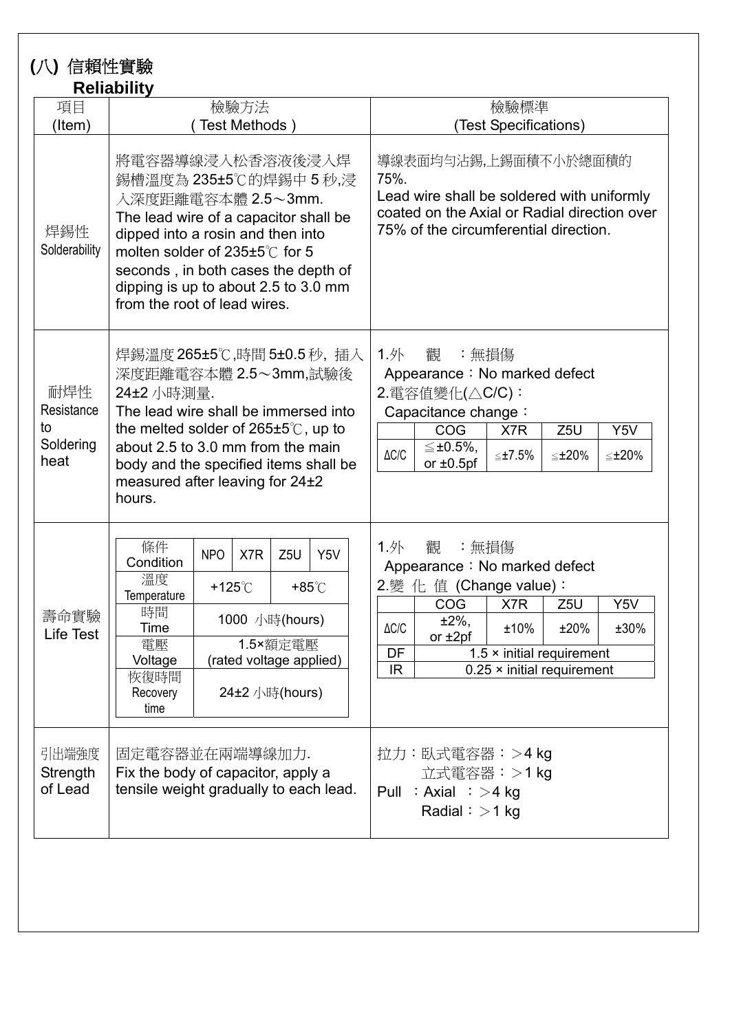## (八) 信賴性實驗

**Reliability**

| 項目 (Item) | 檢驗方法 ( Test Methods ) | 檢驗標準 (Test Specifications) |
|---|---|---|
| 焊錫性 Solderability | 將電容器導線浸入松香溶液後浸入焊錫槽溫度為 235±5℃的焊錫中 5 秒,浸入深度距離電容本體 2.5～3mm.<br>The lead wire of a capacitor shall be dipped into a rosin and then into molten solder of 235±5℃ for 5 seconds , in both cases the depth of dipping is up to about 2.5 to 3.0 mm from the root of lead wires. | 導線表面均勻沾錫,上錫面積不小於總面積的 75%.<br>Lead wire shall be soldered with uniformly coated on the Axial or Radial direction over 75% of the circumferential direction. |
| 耐焊性 Resistance to Soldering heat | 焊錫溫度 265±5℃,時間 5±0.5 秒, 插入深度距離電容本體 2.5～3mm,試驗後 24±2 小時測量.<br>The lead wire shall be immersed into the melted solder of 265±5℃, up to about 2.5 to 3.0 mm from the main body and the specified items shall be measured after leaving for 24±2 hours. | 1.外 觀 ：無損傷<br>Appearance：No marked defect<br>2.電容值變化(△C/C)：<br>Capacitance change：<br>(see table below) |
| 壽命實驗 Life Test | (see table below) | 1.外 觀 ：無損傷<br>Appearance：No marked defect<br>2.變 化 值 (Change value)：<br>(see table below) |
| 引出端強度 Strength of Lead | 固定電容器並在兩端導線加力.<br>Fix the body of capacitor, apply a tensile weight gradually to each lead. | 拉力：臥式電容器：＞4 kg<br>立式電容器：＞1 kg<br>Pull ：Axial ：＞4 kg<br>Radial：＞1 kg |

**耐焊性 Resistance to Soldering heat – Capacitance change:**

| | COG | X7R | Z5U | Y5V |
|---|---|---|---|---|
| ΔC/C | ≦±0.5%, or ±0.5pf | ≦±7.5% | ≦±20% | ≦±20% |

**壽命實驗 Life Test – Test Methods:**

| 條件 Condition | NPO | X7R | Z5U | Y5V |
|---|---|---|---|---|
| 溫度 Temperature | +125℃ | | +85℃ | |
| 時間 Time | 1000 小時(hours) | | | |
| 電壓 Voltage | 1.5×額定電壓 (rated voltage applied) | | | |
| 恢復時間 Recovery time | 24±2 小時(hours) | | | |

**壽命實驗 Life Test – Change value:**

| | COG | X7R | Z5U | Y5V |
|---|---|---|---|---|
| ΔC/C | ±2%, or ±2pf | ±10% | ±20% | ±30% |
| DF | 1.5 × initial requirement | | | |
| IR | 0.25 × initial requirement | | | |